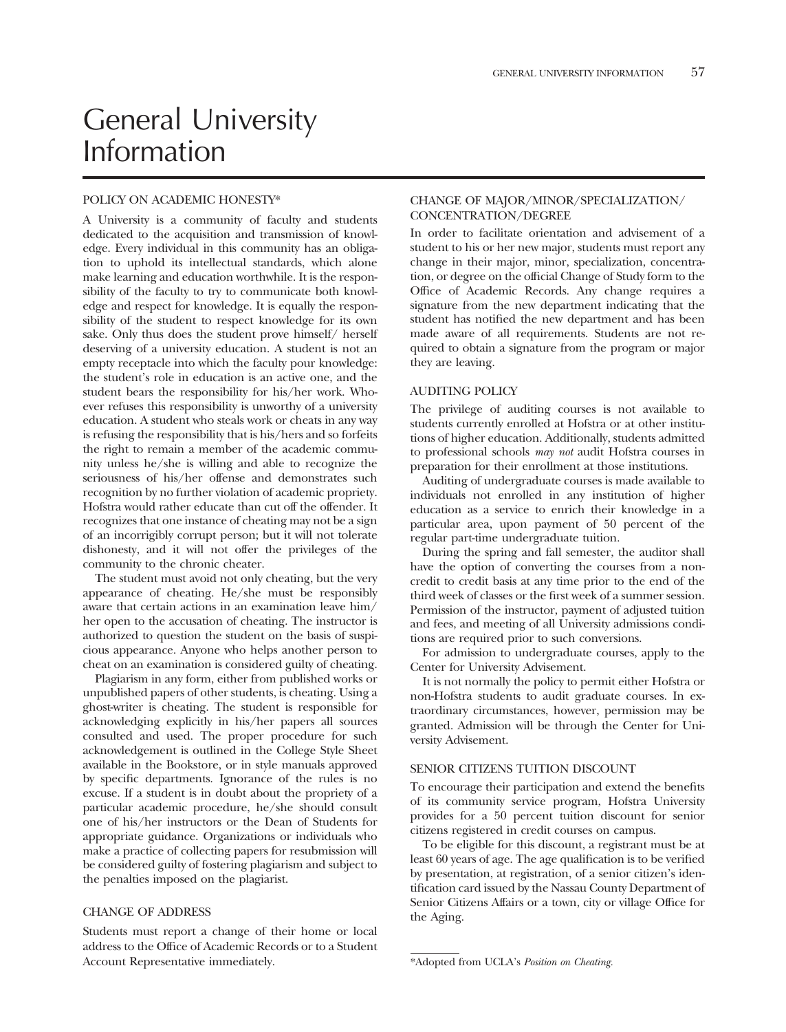# General University Information

## POLICY ON ACADEMIC HONESTY*

A University is a community of faculty and students dedicated to the acquisition and transmission of knowledge. Every individual in this community has an obligation to uphold its intellectual standards, which alone make learning and education worthwhile. It is the responsibility of the faculty to try to communicate both knowledge and respect for knowledge. It is equally the responsibility of the student to respect knowledge for its own sake. Only thus does the student prove himself/ herself deserving of a university education. A student is not an empty receptacle into which the faculty pour knowledge: the student's role in education is an active one, and the student bears the responsibility for his/her work. Whoever refuses this responsibility is unworthy of a university education. A student who steals work or cheats in any way is refusing the responsibility that is his/hers and so forfeits the right to remain a member of the academic community unless he/she is willing and able to recognize the seriousness of his/her offense and demonstrates such recognition by no further violation of academic propriety. Hofstra would rather educate than cut off the offender. It recognizes that one instance of cheating may not be a sign of an incorrigibly corrupt person; but it will not tolerate dishonesty, and it will not offer the privileges of the community to the chronic cheater.

The student must avoid not only cheating, but the very appearance of cheating. He/she must be responsibly aware that certain actions in an examination leave him/ her open to the accusation of cheating. The instructor is authorized to question the student on the basis of suspicious appearance. Anyone who helps another person to cheat on an examination is considered guilty of cheating.

Plagiarism in any form, either from published works or unpublished papers of other students, is cheating. Using a ghost-writer is cheating. The student is responsible for acknowledging explicitly in his/her papers all sources consulted and used. The proper procedure for such acknowledgement is outlined in the College Style Sheet available in the Bookstore, or in style manuals approved by specific departments. Ignorance of the rules is no excuse. If a student is in doubt about the propriety of a particular academic procedure, he/she should consult one of his/her instructors or the Dean of Students for appropriate guidance. Organizations or individuals who make a practice of collecting papers for resubmission will be considered guilty of fostering plagiarism and subject to the penalties imposed on the plagiarist.

## CHANGE OF ADDRESS

Students must report a change of their home or local address to the Office of Academic Records or to a Student Account Representative immediately.

## CHANGE OF MAJOR/MINOR/SPECIALIZATION/ CONCENTRATION/DEGREE

In order to facilitate orientation and advisement of a student to his or her new major, students must report any change in their major, minor, specialization, concentration, or degree on the official Change of Study form to the Office of Academic Records. Any change requires a signature from the new department indicating that the student has notified the new department and has been made aware of all requirements. Students are not required to obtain a signature from the program or major they are leaving.

## AUDITING POLICY

The privilege of auditing courses is not available to students currently enrolled at Hofstra or at other institutions of higher education. Additionally, students admitted to professional schools *may not* audit Hofstra courses in preparation for their enrollment at those institutions.

Auditing of undergraduate courses is made available to individuals not enrolled in any institution of higher education as a service to enrich their knowledge in a particular area, upon payment of 50 percent of the regular part-time undergraduate tuition.

During the spring and fall semester, the auditor shall have the option of converting the courses from a non-credit to credit basis at any time prior to the end of the third week of classes or the first week of a summer session. Permission of the instructor, payment of adjusted tuition and fees, and meeting of all University admissions conditions are required prior to such conversions.

For admission to undergraduate courses, apply to the Center for University Advisement.

It is not normally the policy to permit either Hofstra or non-Hofstra students to audit graduate courses. In extraordinary circumstances, however, permission may be granted. Admission will be through the Center for University Advisement.

## SENIOR CITIZENS TUITION DISCOUNT

To encourage their participation and extend the benefits of its community service program, Hofstra University provides for a 50 percent tuition discount for senior citizens registered in credit courses on campus.

To be eligible for this discount, a registrant must be at least 60 years of age. The age qualification is to be verified by presentation, at registration, of a senior citizen's identification card issued by the Nassau County Department of Senior Citizens Affairs or a town, city or village Office for the Aging.

---

*Adopted from UCLA's *Position on Cheating.*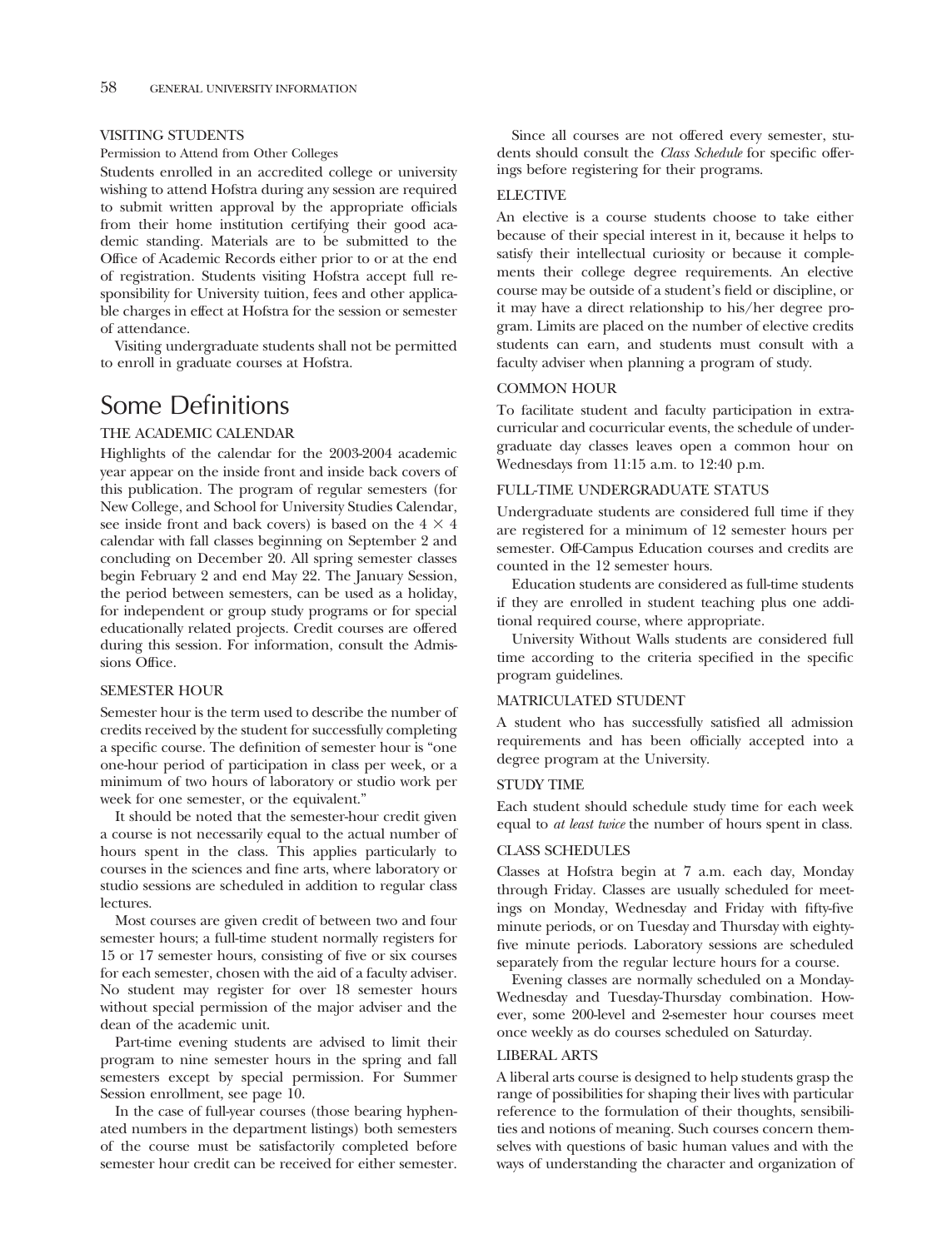### VISITING STUDENTS

Permission to Attend from Other Colleges

Students enrolled in an accredited college or university wishing to attend Hofstra during any session are required to submit written approval by the appropriate officials from their home institution certifying their good academic standing. Materials are to be submitted to the Office of Academic Records either prior to or at the end of registration. Students visiting Hofstra accept full responsibility for University tuition, fees and other applicable charges in effect at Hofstra for the session or semester of attendance.

Visiting undergraduate students shall not be permitted to enroll in graduate courses at Hofstra.

## Some Definitions

### THE ACADEMIC CALENDAR

Highlights of the calendar for the 2003-2004 academic year appear on the inside front and inside back covers of this publication. The program of regular semesters (for New College, and School for University Studies Calendar, see inside front and back covers) is based on the $4 \times 4$ calendar with fall classes beginning on September 2 and concluding on December 20. All spring semester classes begin February 2 and end May 22. The January Session, the period between semesters, can be used as a holiday, for independent or group study programs or for special educationally related projects. Credit courses are offered during this session. For information, consult the Admissions Office.

### SEMESTER HOUR

Semester hour is the term used to describe the number of credits received by the student for successfully completing a specific course. The definition of semester hour is "one one-hour period of participation in class per week, or a minimum of two hours of laboratory or studio work per week for one semester, or the equivalent."

It should be noted that the semester-hour credit given a course is not necessarily equal to the actual number of hours spent in the class. This applies particularly to courses in the sciences and fine arts, where laboratory or studio sessions are scheduled in addition to regular class lectures.

Most courses are given credit of between two and four semester hours; a full-time student normally registers for 15 or 17 semester hours, consisting of five or six courses for each semester, chosen with the aid of a faculty adviser. No student may register for over 18 semester hours without special permission of the major adviser and the dean of the academic unit.

Part-time evening students are advised to limit their program to nine semester hours in the spring and fall semesters except by special permission. For Summer Session enrollment, see page 10.

In the case of full-year courses (those bearing hyphenated numbers in the department listings) both semesters of the course must be satisfactorily completed before semester hour credit can be received for either semester.

Since all courses are not offered every semester, students should consult the *Class Schedule* for specific offerings before registering for their programs.

### ELECTIVE

An elective is a course students choose to take either because of their special interest in it, because it helps to satisfy their intellectual curiosity or because it complements their college degree requirements. An elective course may be outside of a student's field or discipline, or it may have a direct relationship to his/her degree program. Limits are placed on the number of elective credits students can earn, and students must consult with a faculty adviser when planning a program of study.

### COMMON HOUR

To facilitate student and faculty participation in extracurricular and cocurricular events, the schedule of undergraduate day classes leaves open a common hour on Wednesdays from 11:15 a.m. to 12:40 p.m.

### FULL-TIME UNDERGRADUATE STATUS

Undergraduate students are considered full time if they are registered for a minimum of 12 semester hours per semester. Off-Campus Education courses and credits are counted in the 12 semester hours.

Education students are considered as full-time students if they are enrolled in student teaching plus one additional required course, where appropriate.

University Without Walls students are considered full time according to the criteria specified in the specific program guidelines.

### MATRICULATED STUDENT

A student who has successfully satisfied all admission requirements and has been officially accepted into a degree program at the University.

### STUDY TIME

Each student should schedule study time for each week equal to *at least twice* the number of hours spent in class.

### CLASS SCHEDULES

Classes at Hofstra begin at 7 a.m. each day, Monday through Friday. Classes are usually scheduled for meetings on Monday, Wednesday and Friday with fifty-five minute periods, or on Tuesday and Thursday with eighty-five minute periods. Laboratory sessions are scheduled separately from the regular lecture hours for a course.

Evening classes are normally scheduled on a Monday-Wednesday and Tuesday-Thursday combination. However, some 200-level and 2-semester hour courses meet once weekly as do courses scheduled on Saturday.

### LIBERAL ARTS

A liberal arts course is designed to help students grasp the range of possibilities for shaping their lives with particular reference to the formulation of their thoughts, sensibilities and notions of meaning. Such courses concern themselves with questions of basic human values and with the ways of understanding the character and organization of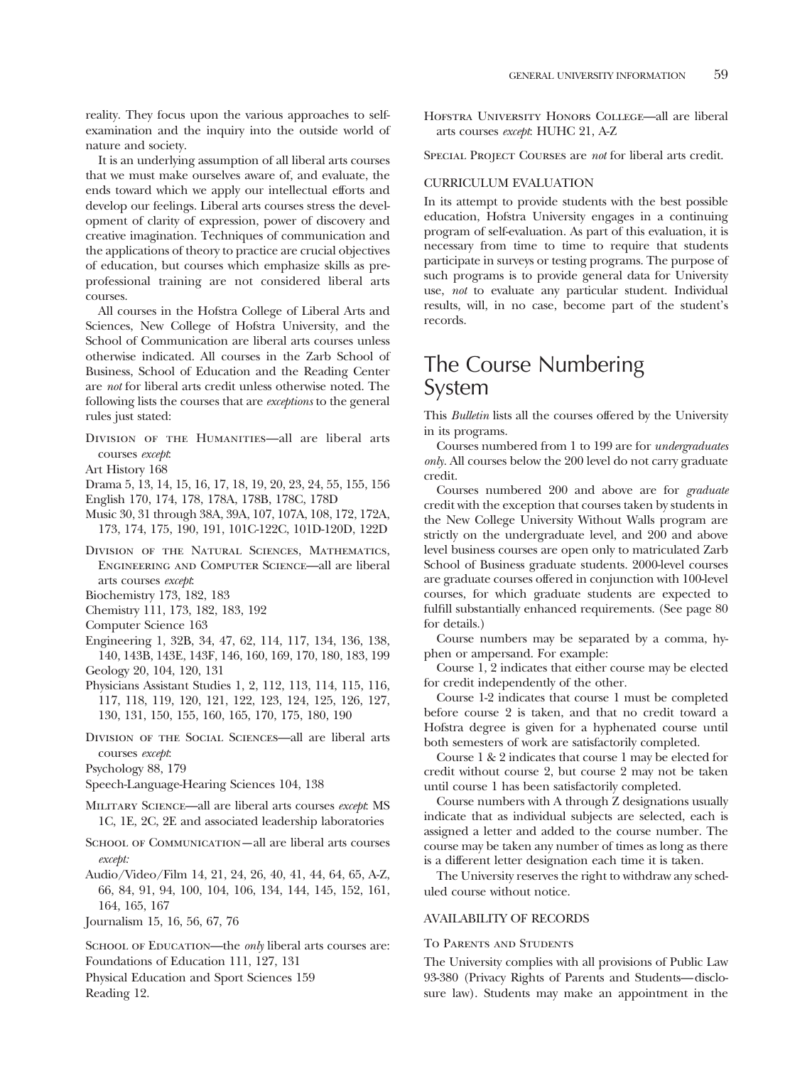reality. They focus upon the various approaches to self-examination and the inquiry into the outside world of nature and society.

It is an underlying assumption of all liberal arts courses that we must make ourselves aware of, and evaluate, the ends toward which we apply our intellectual efforts and develop our feelings. Liberal arts courses stress the development of clarity of expression, power of discovery and creative imagination. Techniques of communication and the applications of theory to practice are crucial objectives of education, but courses which emphasize skills as pre-professional training are not considered liberal arts courses.

All courses in the Hofstra College of Liberal Arts and Sciences, New College of Hofstra University, and the School of Communication are liberal arts courses unless otherwise indicated. All courses in the Zarb School of Business, School of Education and the Reading Center are *not* for liberal arts credit unless otherwise noted. The following lists the courses that are *exceptions* to the general rules just stated:

Division of the Humanities—all are liberal arts courses *except*:

Art History 168

Drama 5, 13, 14, 15, 16, 17, 18, 19, 20, 23, 24, 55, 155, 156

English 170, 174, 178, 178A, 178B, 178C, 178D

Music 30, 31 through 38A, 39A, 107, 107A, 108, 172, 172A, 173, 174, 175, 190, 191, 101C-122C, 101D-120D, 122D

Division of the Natural Sciences, Mathematics, Engineering and Computer Science—all are liberal arts courses *except*:

Biochemistry 173, 182, 183

Chemistry 111, 173, 182, 183, 192

Computer Science 163

Engineering 1, 32B, 34, 47, 62, 114, 117, 134, 136, 138, 140, 143B, 143E, 143F, 146, 160, 169, 170, 180, 183, 199

Geology 20, 104, 120, 131

Physicians Assistant Studies 1, 2, 112, 113, 114, 115, 116, 117, 118, 119, 120, 121, 122, 123, 124, 125, 126, 127, 130, 131, 150, 155, 160, 165, 170, 175, 180, 190

Division of the Social Sciences—all are liberal arts courses *except*:

Psychology 88, 179

Speech-Language-Hearing Sciences 104, 138

Military Science—all are liberal arts courses *except*: MS 1C, 1E, 2C, 2E and associated leadership laboratories

School of Communication—all are liberal arts courses *except:*

Audio/Video/Film 14, 21, 24, 26, 40, 41, 44, 64, 65, A-Z, 66, 84, 91, 94, 100, 104, 106, 134, 144, 145, 152, 161, 164, 165, 167

Journalism 15, 16, 56, 67, 76

School of Education—the *only* liberal arts courses are:

Foundations of Education 111, 127, 131

Physical Education and Sport Sciences 159

Reading 12.

Hofstra University Honors College—all are liberal arts courses *except*: HUHC 21, A-Z

Special Project Courses are *not* for liberal arts credit.

### CURRICULUM EVALUATION

In its attempt to provide students with the best possible education, Hofstra University engages in a continuing program of self-evaluation. As part of this evaluation, it is necessary from time to time to require that students participate in surveys or testing programs. The purpose of such programs is to provide general data for University use, *not* to evaluate any particular student. Individual results, will, in no case, become part of the student's records.

## The Course Numbering System

This *Bulletin* lists all the courses offered by the University in its programs.

Courses numbered from 1 to 199 are for *undergraduates only*. All courses below the 200 level do not carry graduate credit.

Courses numbered 200 and above are for *graduate* credit with the exception that courses taken by students in the New College University Without Walls program are strictly on the undergraduate level, and 200 and above level business courses are open only to matriculated Zarb School of Business graduate students. 2000-level courses are graduate courses offered in conjunction with 100-level courses, for which graduate students are expected to fulfill substantially enhanced requirements. (See page 80 for details.)

Course numbers may be separated by a comma, hyphen or ampersand. For example:

Course 1, 2 indicates that either course may be elected for credit independently of the other.

Course 1-2 indicates that course 1 must be completed before course 2 is taken, and that no credit toward a Hofstra degree is given for a hyphenated course until both semesters of work are satisfactorily completed.

Course 1 & 2 indicates that course 1 may be elected for credit without course 2, but course 2 may not be taken until course 1 has been satisfactorily completed.

Course numbers with A through Z designations usually indicate that as individual subjects are selected, each is assigned a letter and added to the course number. The course may be taken any number of times as long as there is a different letter designation each time it is taken.

The University reserves the right to withdraw any scheduled course without notice.

### AVAILABILITY OF RECORDS

#### To Parents and Students

The University complies with all provisions of Public Law 93-380 (Privacy Rights of Parents and Students—disclosure law). Students may make an appointment in the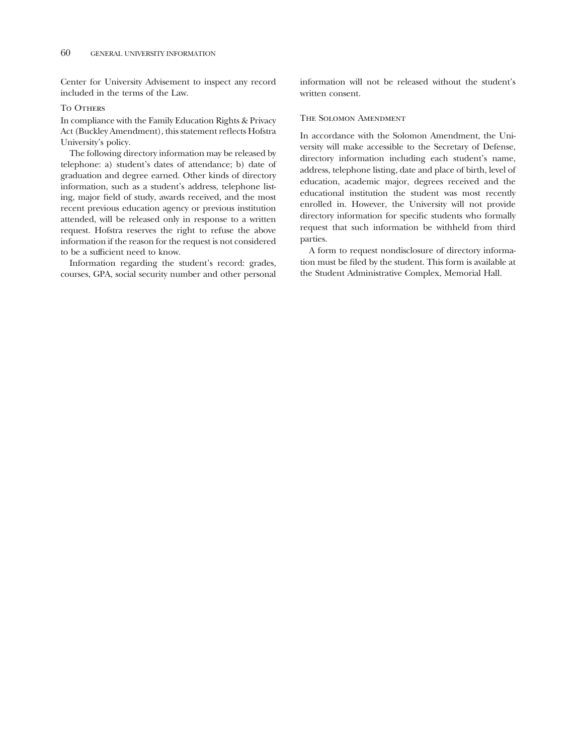Center for University Advisement to inspect any record included in the terms of the Law.

### To Others

In compliance with the Family Education Rights & Privacy Act (Buckley Amendment), this statement reflects Hofstra University's policy.

The following directory information may be released by telephone: a) student's dates of attendance; b) date of graduation and degree earned. Other kinds of directory information, such as a student's address, telephone listing, major field of study, awards received, and the most recent previous education agency or previous institution attended, will be released only in response to a written request. Hofstra reserves the right to refuse the above information if the reason for the request is not considered to be a sufficient need to know.

Information regarding the student's record: grades, courses, GPA, social security number and other personal information will not be released without the student's written consent.

### The Solomon Amendment

In accordance with the Solomon Amendment, the University will make accessible to the Secretary of Defense, directory information including each student's name, address, telephone listing, date and place of birth, level of education, academic major, degrees received and the educational institution the student was most recently enrolled in. However, the University will not provide directory information for specific students who formally request that such information be withheld from third parties.

A form to request nondisclosure of directory information must be filed by the student. This form is available at the Student Administrative Complex, Memorial Hall.